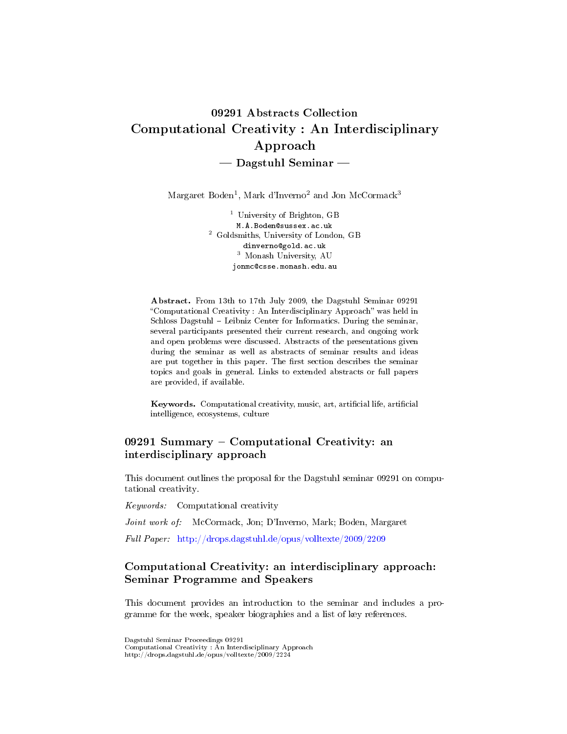# 09291 Abstracts Collection
# Computational Creativity : An Interdisciplinary Approach
## — Dagstuhl Seminar —

Margaret Boden[1], Mark d'Inverno[2] and Jon McCormack[3]

[1] University of Brighton, GB
M.A.Boden@sussex.ac.uk
[2] Goldsmiths, University of London, GB
dinverno@gold.ac.uk
[3] Monash University, AU
jonmc@csse.monash.edu.au

**Abstract.** From 13th to 17th July 2009, the Dagstuhl Seminar 09291 "Computational Creativity : An Interdisciplinary Approach" was held in Schloss Dagstuhl – Leibniz Center for Informatics. During the seminar, several participants presented their current research, and ongoing work and open problems were discussed. Abstracts of the presentations given during the seminar as well as abstracts of seminar results and ideas are put together in this paper. The first section describes the seminar topics and goals in general. Links to extended abstracts or full papers are provided, if available.

**Keywords.** Computational creativity, music, art, artificial life, artificial intelligence, ecosystems, culture

## 09291 Summary – Computational Creativity: an interdisciplinary approach

This document outlines the proposal for the Dagstuhl seminar 09291 on computational creativity.

*Keywords:* Computational creativity

*Joint work of:* McCormack, Jon; D'Inverno, Mark; Boden, Margaret

*Full Paper:* http://drops.dagstuhl.de/opus/volltexte/2009/2209

## Computational Creativity: an interdisciplinary approach: Seminar Programme and Speakers

This document provides an introduction to the seminar and includes a programme for the week, speaker biographies and a list of key references.

Dagstuhl Seminar Proceedings 09291
Computational Creativity : An Interdisciplinary Approach
http://drops.dagstuhl.de/opus/volltexte/2009/2224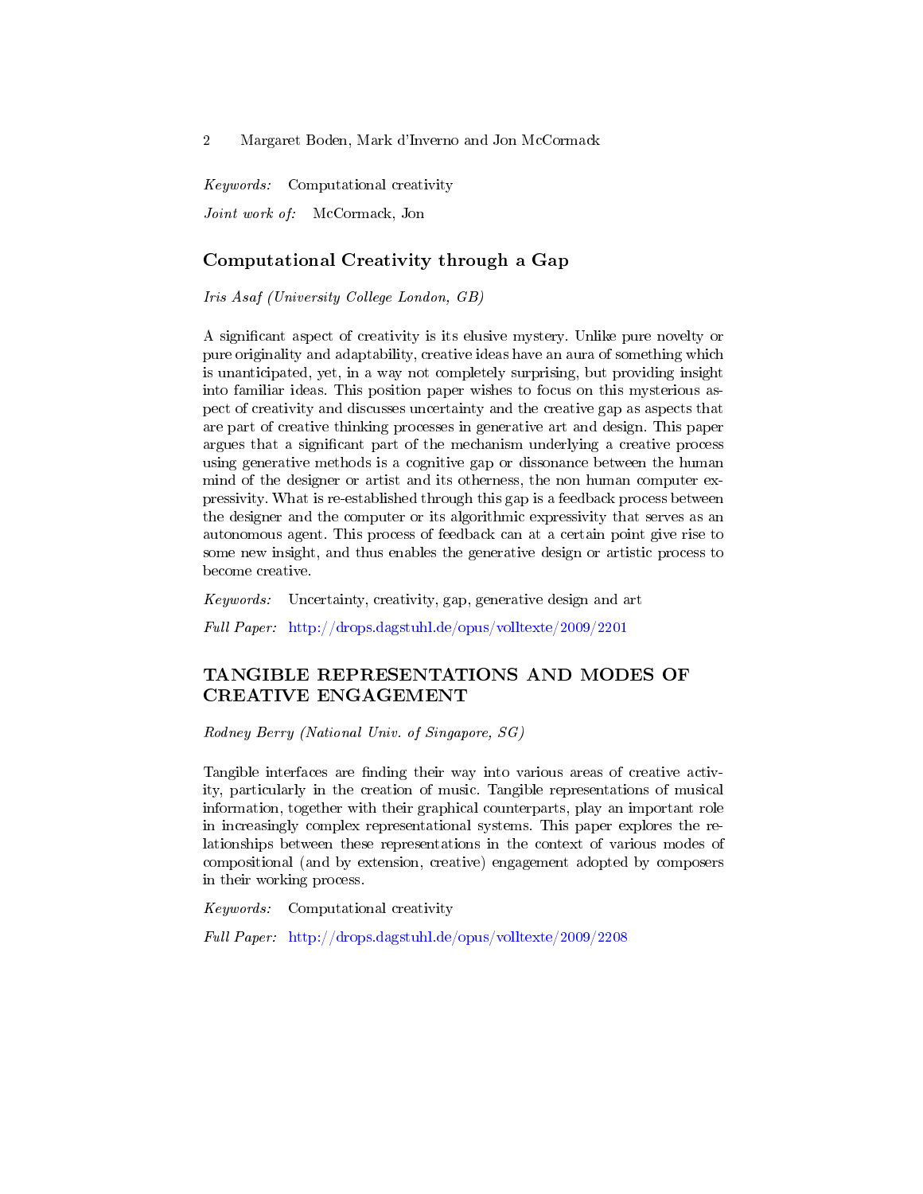*Keywords:* Computational creativity

*Joint work of:* McCormack, Jon

## Computational Creativity through a Gap

*Iris Asaf (University College London, GB)*

A significant aspect of creativity is its elusive mystery. Unlike pure novelty or pure originality and adaptability, creative ideas have an aura of something which is unanticipated, yet, in a way not completely surprising, but providing insight into familiar ideas. This position paper wishes to focus on this mysterious aspect of creativity and discusses uncertainty and the creative gap as aspects that are part of creative thinking processes in generative art and design. This paper argues that a significant part of the mechanism underlying a creative process using generative methods is a cognitive gap or dissonance between the human mind of the designer or artist and its otherness, the non human computer expressivity. What is re-established through this gap is a feedback process between the designer and the computer or its algorithmic expressivity that serves as an autonomous agent. This process of feedback can at a certain point give rise to some new insight, and thus enables the generative design or artistic process to become creative.

*Keywords:* Uncertainty, creativity, gap, generative design and art

*Full Paper:* http://drops.dagstuhl.de/opus/volltexte/2009/2201

## TANGIBLE REPRESENTATIONS AND MODES OF CREATIVE ENGAGEMENT

*Rodney Berry (National Univ. of Singapore, SG)*

Tangible interfaces are finding their way into various areas of creative activity, particularly in the creation of music. Tangible representations of musical information, together with their graphical counterparts, play an important role in increasingly complex representational systems. This paper explores the relationships between these representations in the context of various modes of compositional (and by extension, creative) engagement adopted by composers in their working process.

*Keywords:* Computational creativity

*Full Paper:* http://drops.dagstuhl.de/opus/volltexte/2009/2208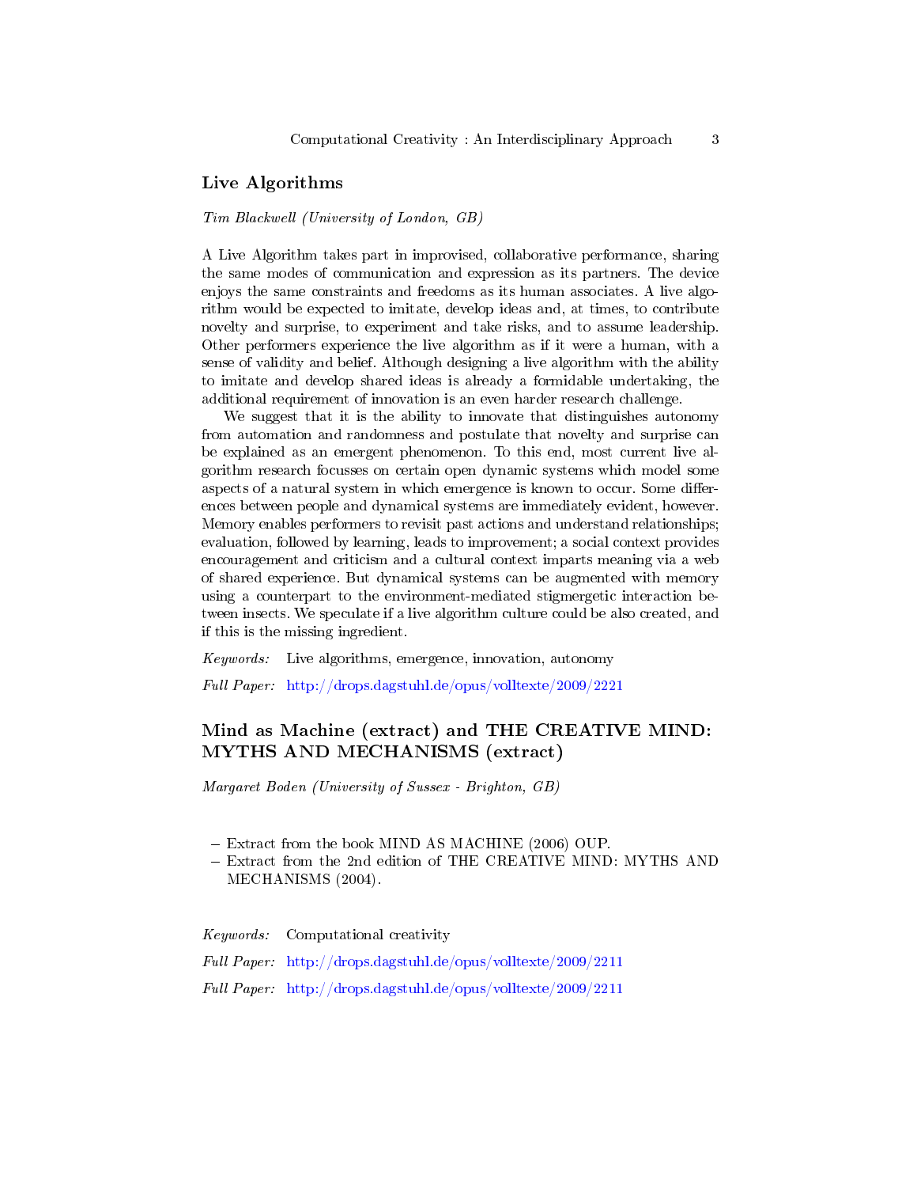## Live Algorithms

*Tim Blackwell (University of London, GB)*

A Live Algorithm takes part in improvised, collaborative performance, sharing the same modes of communication and expression as its partners. The device enjoys the same constraints and freedoms as its human associates. A live algorithm would be expected to imitate, develop ideas and, at times, to contribute novelty and surprise, to experiment and take risks, and to assume leadership. Other performers experience the live algorithm as if it were a human, with a sense of validity and belief. Although designing a live algorithm with the ability to imitate and develop shared ideas is already a formidable undertaking, the additional requirement of innovation is an even harder research challenge.

We suggest that it is the ability to innovate that distinguishes autonomy from automation and randomness and postulate that novelty and surprise can be explained as an emergent phenomenon. To this end, most current live algorithm research focusses on certain open dynamic systems which model some aspects of a natural system in which emergence is known to occur. Some differences between people and dynamical systems are immediately evident, however. Memory enables performers to revisit past actions and understand relationships; evaluation, followed by learning, leads to improvement; a social context provides encouragement and criticism and a cultural context imparts meaning via a web of shared experience. But dynamical systems can be augmented with memory using a counterpart to the environment-mediated stigmergetic interaction between insects. We speculate if a live algorithm culture could be also created, and if this is the missing ingredient.

*Keywords:* Live algorithms, emergence, innovation, autonomy

*Full Paper:* http://drops.dagstuhl.de/opus/volltexte/2009/2221

## Mind as Machine (extract) and THE CREATIVE MIND: MYTHS AND MECHANISMS (extract)

*Margaret Boden (University of Sussex - Brighton, GB)*

- Extract from the book MIND AS MACHINE (2006) OUP.
- Extract from the 2nd edition of THE CREATIVE MIND: MYTHS AND MECHANISMS (2004).

*Keywords:* Computational creativity

*Full Paper:* http://drops.dagstuhl.de/opus/volltexte/2009/2211

*Full Paper:* http://drops.dagstuhl.de/opus/volltexte/2009/2211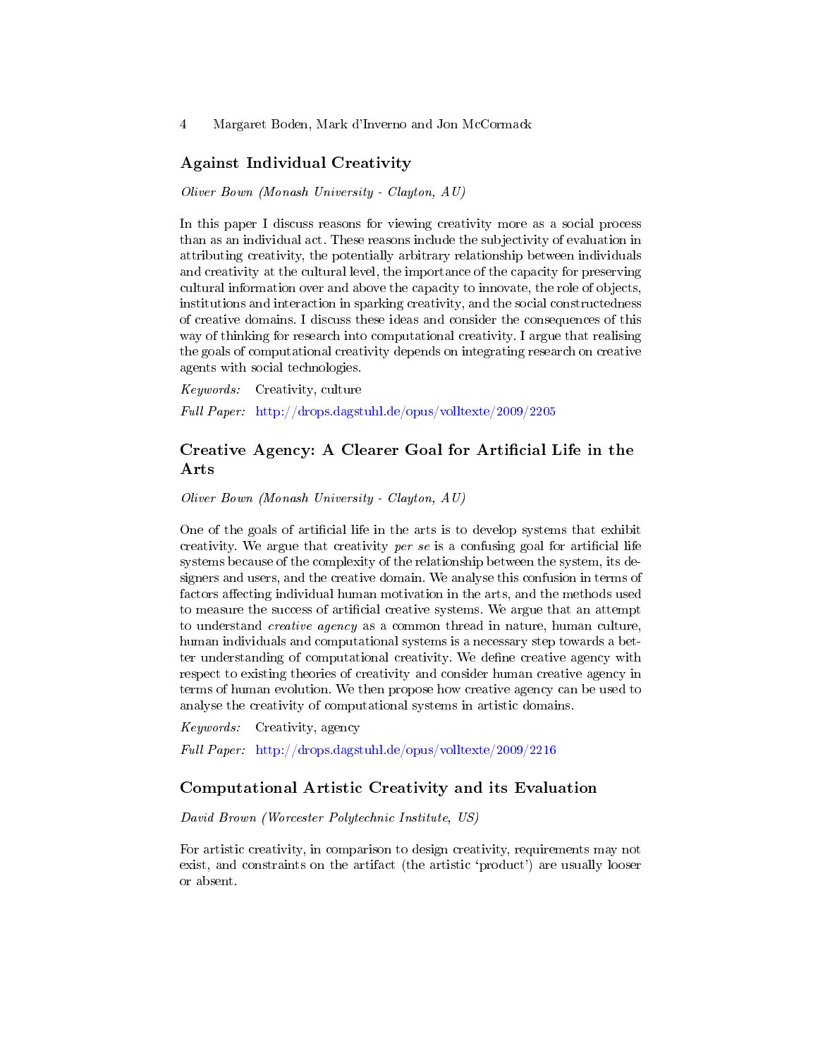## Against Individual Creativity

*Oliver Bown (Monash University - Clayton, AU)*

In this paper I discuss reasons for viewing creativity more as a social process than as an individual act. These reasons include the subjectivity of evaluation in attributing creativity, the potentially arbitrary relationship between individuals and creativity at the cultural level, the importance of the capacity for preserving cultural information over and above the capacity to innovate, the role of objects, institutions and interaction in sparking creativity, and the social constructedness of creative domains. I discuss these ideas and consider the consequences of this way of thinking for research into computational creativity. I argue that realising the goals of computational creativity depends on integrating research on creative agents with social technologies.

*Keywords:* Creativity, culture

*Full Paper:* http://drops.dagstuhl.de/opus/volltexte/2009/2205

## Creative Agency: A Clearer Goal for Artificial Life in the Arts

*Oliver Bown (Monash University - Clayton, AU)*

One of the goals of artificial life in the arts is to develop systems that exhibit creativity. We argue that creativity *per se* is a confusing goal for artificial life systems because of the complexity of the relationship between the system, its designers and users, and the creative domain. We analyse this confusion in terms of factors affecting individual human motivation in the arts, and the methods used to measure the success of artificial creative systems. We argue that an attempt to understand *creative agency* as a common thread in nature, human culture, human individuals and computational systems is a necessary step towards a better understanding of computational creativity. We define creative agency with respect to existing theories of creativity and consider human creative agency in terms of human evolution. We then propose how creative agency can be used to analyse the creativity of computational systems in artistic domains.

*Keywords:* Creativity, agency

*Full Paper:* http://drops.dagstuhl.de/opus/volltexte/2009/2216

## Computational Artistic Creativity and its Evaluation

*David Brown (Worcester Polytechnic Institute, US)*

For artistic creativity, in comparison to design creativity, requirements may not exist, and constraints on the artifact (the artistic 'product') are usually looser or absent.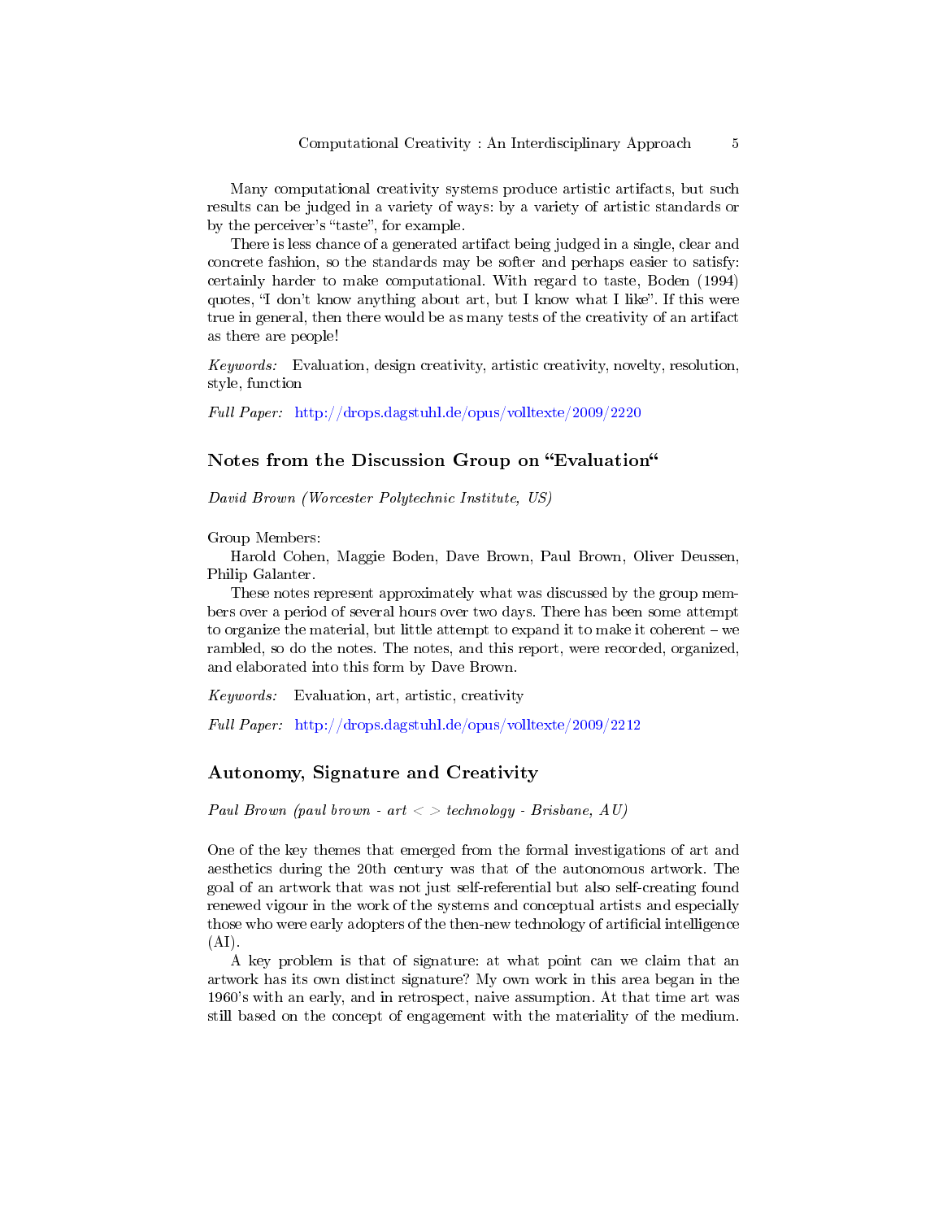Many computational creativity systems produce artistic artifacts, but such results can be judged in a variety of ways: by a variety of artistic standards or by the perceiver's "taste", for example.

There is less chance of a generated artifact being judged in a single, clear and concrete fashion, so the standards may be softer and perhaps easier to satisfy: certainly harder to make computational. With regard to taste, Boden (1994) quotes, "I don't know anything about art, but I know what I like". If this were true in general, then there would be as many tests of the creativity of an artifact as there are people!

*Keywords:* Evaluation, design creativity, artistic creativity, novelty, resolution, style, function

*Full Paper:* http://drops.dagstuhl.de/opus/volltexte/2009/2220

## Notes from the Discussion Group on "Evaluation"

*David Brown (Worcester Polytechnic Institute, US)*

Group Members:

Harold Cohen, Maggie Boden, Dave Brown, Paul Brown, Oliver Deussen, Philip Galanter.

These notes represent approximately what was discussed by the group members over a period of several hours over two days. There has been some attempt to organize the material, but little attempt to expand it to make it coherent – we rambled, so do the notes. The notes, and this report, were recorded, organized, and elaborated into this form by Dave Brown.

*Keywords:* Evaluation, art, artistic, creativity

*Full Paper:* http://drops.dagstuhl.de/opus/volltexte/2009/2212

## Autonomy, Signature and Creativity

*Paul Brown (paul brown - art < > technology - Brisbane, AU)*

One of the key themes that emerged from the formal investigations of art and aesthetics during the 20th century was that of the autonomous artwork. The goal of an artwork that was not just self-referential but also self-creating found renewed vigour in the work of the systems and conceptual artists and especially those who were early adopters of the then-new technology of artificial intelligence (AI).

A key problem is that of signature: at what point can we claim that an artwork has its own distinct signature? My own work in this area began in the 1960's with an early, and in retrospect, naive assumption. At that time art was still based on the concept of engagement with the materiality of the medium.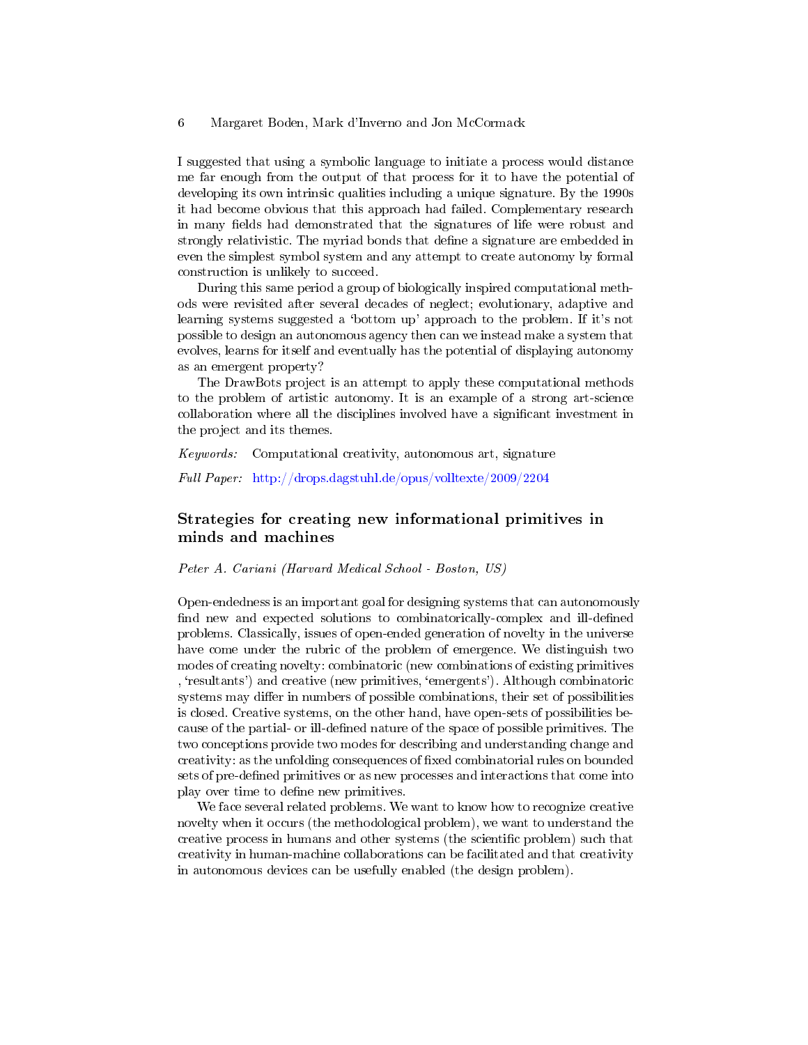I suggested that using a symbolic language to initiate a process would distance me far enough from the output of that process for it to have the potential of developing its own intrinsic qualities including a unique signature. By the 1990s it had become obvious that this approach had failed. Complementary research in many fields had demonstrated that the signatures of life were robust and strongly relativistic. The myriad bonds that define a signature are embedded in even the simplest symbol system and any attempt to create autonomy by formal construction is unlikely to succeed.

During this same period a group of biologically inspired computational methods were revisited after several decades of neglect; evolutionary, adaptive and learning systems suggested a 'bottom up' approach to the problem. If it's not possible to design an autonomous agency then can we instead make a system that evolves, learns for itself and eventually has the potential of displaying autonomy as an emergent property?

The DrawBots project is an attempt to apply these computational methods to the problem of artistic autonomy. It is an example of a strong art-science collaboration where all the disciplines involved have a significant investment in the project and its themes.

*Keywords:* Computational creativity, autonomous art, signature

*Full Paper:* http://drops.dagstuhl.de/opus/volltexte/2009/2204

## Strategies for creating new informational primitives in minds and machines

*Peter A. Cariani (Harvard Medical School - Boston, US)*

Open-endedness is an important goal for designing systems that can autonomously find new and expected solutions to combinatorically-complex and ill-defined problems. Classically, issues of open-ended generation of novelty in the universe have come under the rubric of the problem of emergence. We distinguish two modes of creating novelty: combinatoric (new combinations of existing primitives , 'resultants') and creative (new primitives, 'emergents'). Although combinatoric systems may differ in numbers of possible combinations, their set of possibilities is closed. Creative systems, on the other hand, have open-sets of possibilities because of the partial- or ill-defined nature of the space of possible primitives. The two conceptions provide two modes for describing and understanding change and creativity: as the unfolding consequences of fixed combinatorial rules on bounded sets of pre-defined primitives or as new processes and interactions that come into play over time to define new primitives.

We face several related problems. We want to know how to recognize creative novelty when it occurs (the methodological problem), we want to understand the creative process in humans and other systems (the scientific problem) such that creativity in human-machine collaborations can be facilitated and that creativity in autonomous devices can be usefully enabled (the design problem).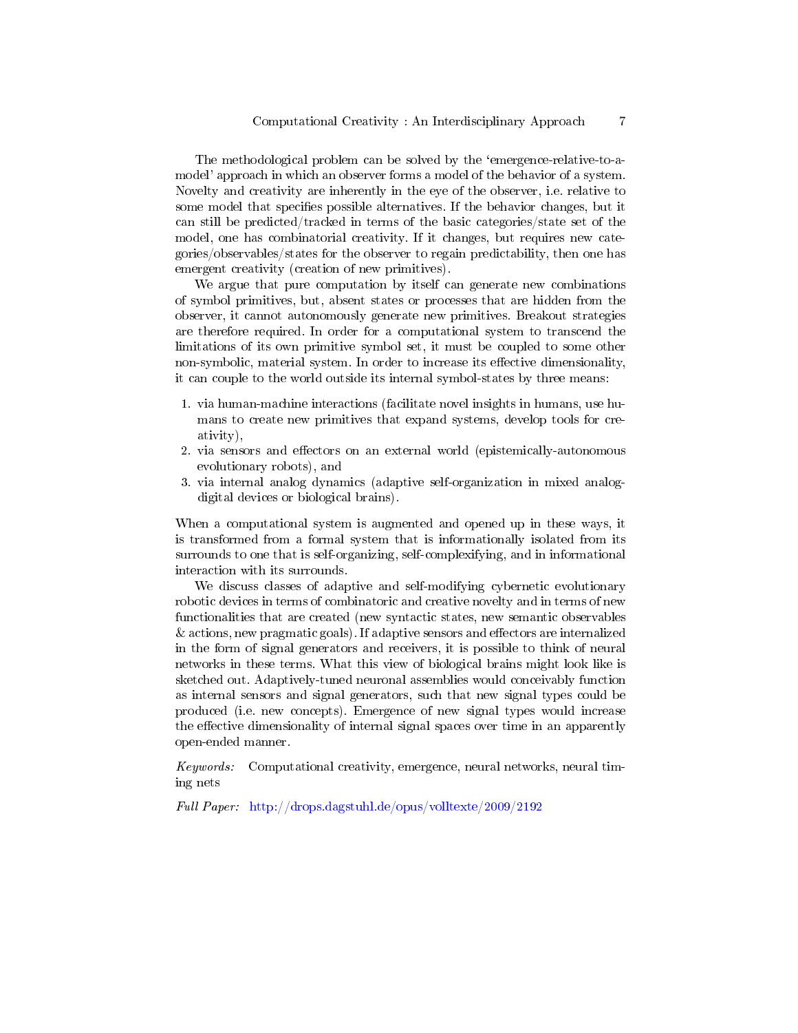The methodological problem can be solved by the 'emergence-relative-to-a-model' approach in which an observer forms a model of the behavior of a system. Novelty and creativity are inherently in the eye of the observer, i.e. relative to some model that specifies possible alternatives. If the behavior changes, but it can still be predicted/tracked in terms of the basic categories/state set of the model, one has combinatorial creativity. If it changes, but requires new categories/observables/states for the observer to regain predictability, then one has emergent creativity (creation of new primitives).

We argue that pure computation by itself can generate new combinations of symbol primitives, but, absent states or processes that are hidden from the observer, it cannot autonomously generate new primitives. Breakout strategies are therefore required. In order for a computational system to transcend the limitations of its own primitive symbol set, it must be coupled to some other non-symbolic, material system. In order to increase its effective dimensionality, it can couple to the world outside its internal symbol-states by three means:

1. via human-machine interactions (facilitate novel insights in humans, use humans to create new primitives that expand systems, develop tools for creativity),
2. via sensors and effectors on an external world (epistemically-autonomous evolutionary robots), and
3. via internal analog dynamics (adaptive self-organization in mixed analog-digital devices or biological brains).

When a computational system is augmented and opened up in these ways, it is transformed from a formal system that is informationally isolated from its surrounds to one that is self-organizing, self-complexifying, and in informational interaction with its surrounds.

We discuss classes of adaptive and self-modifying cybernetic evolutionary robotic devices in terms of combinatoric and creative novelty and in terms of new functionalities that are created (new syntactic states, new semantic observables & actions, new pragmatic goals). If adaptive sensors and effectors are internalized in the form of signal generators and receivers, it is possible to think of neural networks in these terms. What this view of biological brains might look like is sketched out. Adaptively-tuned neuronal assemblies would conceivably function as internal sensors and signal generators, such that new signal types could be produced (i.e. new concepts). Emergence of new signal types would increase the effective dimensionality of internal signal spaces over time in an apparently open-ended manner.

*Keywords:* Computational creativity, emergence, neural networks, neural timing nets

*Full Paper:* http://drops.dagstuhl.de/opus/volltexte/2009/2192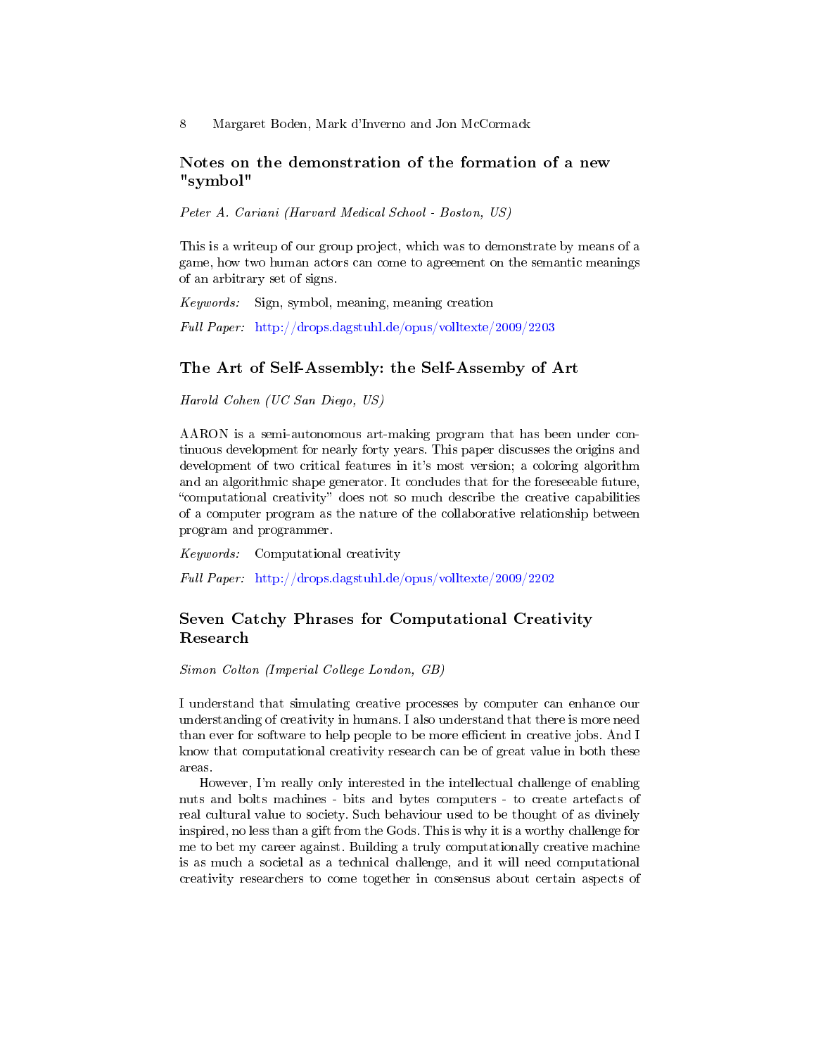## Notes on the demonstration of the formation of a new "symbol"

*Peter A. Cariani (Harvard Medical School - Boston, US)*

This is a writeup of our group project, which was to demonstrate by means of a game, how two human actors can come to agreement on the semantic meanings of an arbitrary set of signs.

*Keywords:* Sign, symbol, meaning, meaning creation

*Full Paper:* http://drops.dagstuhl.de/opus/volltexte/2009/2203

## The Art of Self-Assembly: the Self-Assemby of Art

*Harold Cohen (UC San Diego, US)*

AARON is a semi-autonomous art-making program that has been under continuous development for nearly forty years. This paper discusses the origins and development of two critical features in it's most version; a coloring algorithm and an algorithmic shape generator. It concludes that for the foreseeable future, "computational creativity" does not so much describe the creative capabilities of a computer program as the nature of the collaborative relationship between program and programmer.

*Keywords:* Computational creativity

*Full Paper:* http://drops.dagstuhl.de/opus/volltexte/2009/2202

## Seven Catchy Phrases for Computational Creativity Research

*Simon Colton (Imperial College London, GB)*

I understand that simulating creative processes by computer can enhance our understanding of creativity in humans. I also understand that there is more need than ever for software to help people to be more efficient in creative jobs. And I know that computational creativity research can be of great value in both these areas.

However, I'm really only interested in the intellectual challenge of enabling nuts and bolts machines - bits and bytes computers - to create artefacts of real cultural value to society. Such behaviour used to be thought of as divinely inspired, no less than a gift from the Gods. This is why it is a worthy challenge for me to bet my career against. Building a truly computationally creative machine is as much a societal as a technical challenge, and it will need computational creativity researchers to come together in consensus about certain aspects of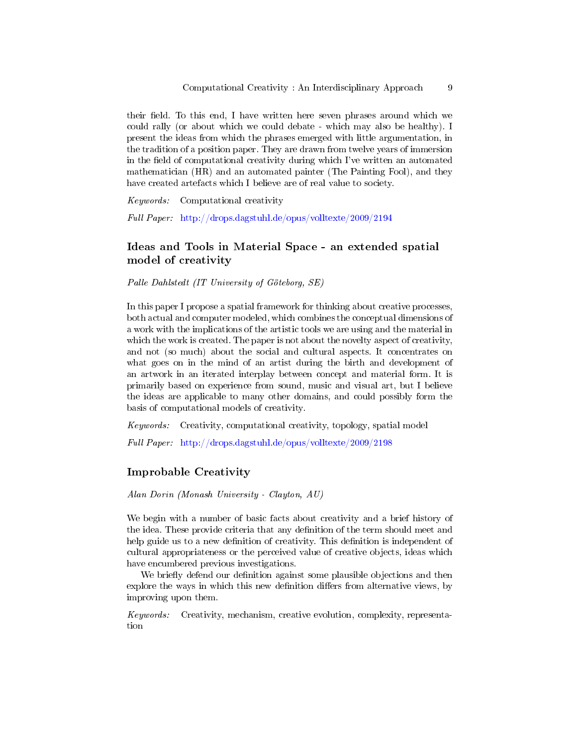their field. To this end, I have written here seven phrases around which we could rally (or about which we could debate - which may also be healthy). I present the ideas from which the phrases emerged with little argumentation, in the tradition of a position paper. They are drawn from twelve years of immersion in the field of computational creativity during which I've written an automated mathematician (HR) and an automated painter (The Painting Fool), and they have created artefacts which I believe are of real value to society.

*Keywords:* Computational creativity

*Full Paper:* http://drops.dagstuhl.de/opus/volltexte/2009/2194

## Ideas and Tools in Material Space - an extended spatial model of creativity

*Palle Dahlstedt (IT University of Göteborg, SE)*

In this paper I propose a spatial framework for thinking about creative processes, both actual and computer modeled, which combines the conceptual dimensions of a work with the implications of the artistic tools we are using and the material in which the work is created. The paper is not about the novelty aspect of creativity, and not (so much) about the social and cultural aspects. It concentrates on what goes on in the mind of an artist during the birth and development of an artwork in an iterated interplay between concept and material form. It is primarily based on experience from sound, music and visual art, but I believe the ideas are applicable to many other domains, and could possibly form the basis of computational models of creativity.

*Keywords:* Creativity, computational creativity, topology, spatial model

*Full Paper:* http://drops.dagstuhl.de/opus/volltexte/2009/2198

## Improbable Creativity

*Alan Dorin (Monash University - Clayton, AU)*

We begin with a number of basic facts about creativity and a brief history of the idea. These provide criteria that any definition of the term should meet and help guide us to a new definition of creativity. This definition is independent of cultural appropriateness or the perceived value of creative objects, ideas which have encumbered previous investigations.

We briefly defend our definition against some plausible objections and then explore the ways in which this new definition differs from alternative views, by improving upon them.

*Keywords:* Creativity, mechanism, creative evolution, complexity, representation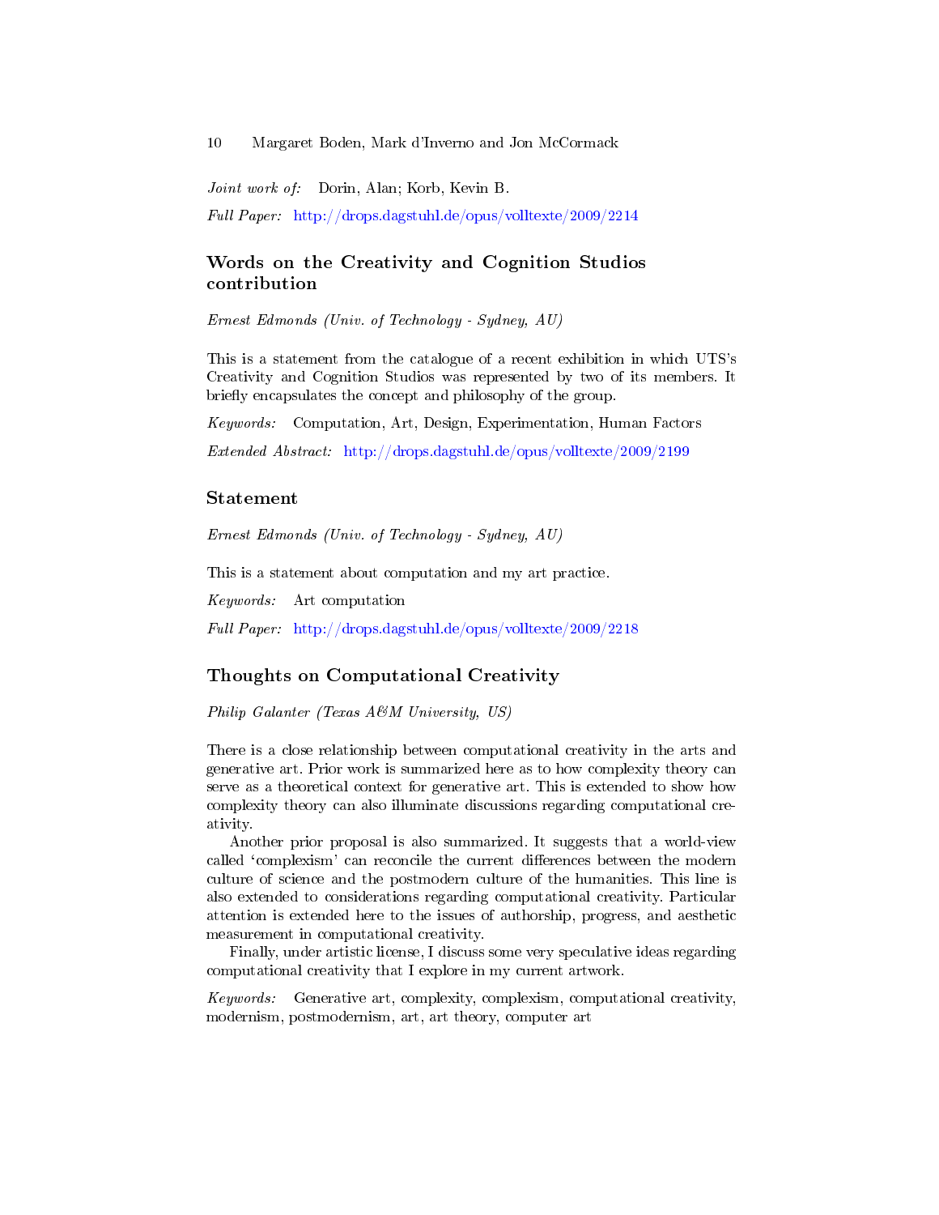*Joint work of:* Dorin, Alan; Korb, Kevin B.

*Full Paper:* http://drops.dagstuhl.de/opus/volltexte/2009/2214

## Words on the Creativity and Cognition Studios contribution

*Ernest Edmonds (Univ. of Technology - Sydney, AU)*

This is a statement from the catalogue of a recent exhibition in which UTS's Creativity and Cognition Studios was represented by two of its members. It briefly encapsulates the concept and philosophy of the group.

*Keywords:* Computation, Art, Design, Experimentation, Human Factors

*Extended Abstract:* http://drops.dagstuhl.de/opus/volltexte/2009/2199

## Statement

*Ernest Edmonds (Univ. of Technology - Sydney, AU)*

This is a statement about computation and my art practice.

*Keywords:* Art computation

*Full Paper:* http://drops.dagstuhl.de/opus/volltexte/2009/2218

## Thoughts on Computational Creativity

*Philip Galanter (Texas A&M University, US)*

There is a close relationship between computational creativity in the arts and generative art. Prior work is summarized here as to how complexity theory can serve as a theoretical context for generative art. This is extended to show how complexity theory can also illuminate discussions regarding computational creativity.

Another prior proposal is also summarized. It suggests that a world-view called 'complexism' can reconcile the current differences between the modern culture of science and the postmodern culture of the humanities. This line is also extended to considerations regarding computational creativity. Particular attention is extended here to the issues of authorship, progress, and aesthetic measurement in computational creativity.

Finally, under artistic license, I discuss some very speculative ideas regarding computational creativity that I explore in my current artwork.

*Keywords:* Generative art, complexity, complexism, computational creativity, modernism, postmodernism, art, art theory, computer art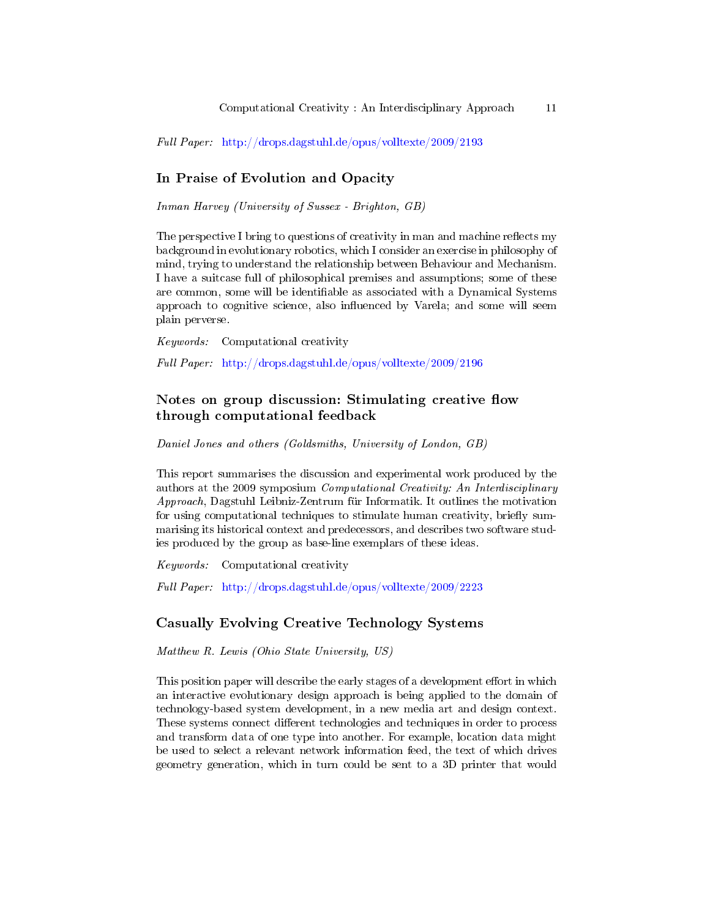*Full Paper:* http://drops.dagstuhl.de/opus/volltexte/2009/2193

## In Praise of Evolution and Opacity

*Inman Harvey (University of Sussex - Brighton, GB)*

The perspective I bring to questions of creativity in man and machine reflects my background in evolutionary robotics, which I consider an exercise in philosophy of mind, trying to understand the relationship between Behaviour and Mechanism. I have a suitcase full of philosophical premises and assumptions; some of these are common, some will be identifiable as associated with a Dynamical Systems approach to cognitive science, also influenced by Varela; and some will seem plain perverse.

*Keywords:* Computational creativity

*Full Paper:* http://drops.dagstuhl.de/opus/volltexte/2009/2196

## Notes on group discussion: Stimulating creative flow through computational feedback

*Daniel Jones and others (Goldsmiths, University of London, GB)*

This report summarises the discussion and experimental work produced by the authors at the 2009 symposium *Computational Creativity: An Interdisciplinary Approach*, Dagstuhl Leibniz-Zentrum für Informatik. It outlines the motivation for using computational techniques to stimulate human creativity, briefly summarising its historical context and predecessors, and describes two software studies produced by the group as base-line exemplars of these ideas.

*Keywords:* Computational creativity

*Full Paper:* http://drops.dagstuhl.de/opus/volltexte/2009/2223

## Casually Evolving Creative Technology Systems

*Matthew R. Lewis (Ohio State University, US)*

This position paper will describe the early stages of a development effort in which an interactive evolutionary design approach is being applied to the domain of technology-based system development, in a new media art and design context. These systems connect different technologies and techniques in order to process and transform data of one type into another. For example, location data might be used to select a relevant network information feed, the text of which drives geometry generation, which in turn could be sent to a 3D printer that would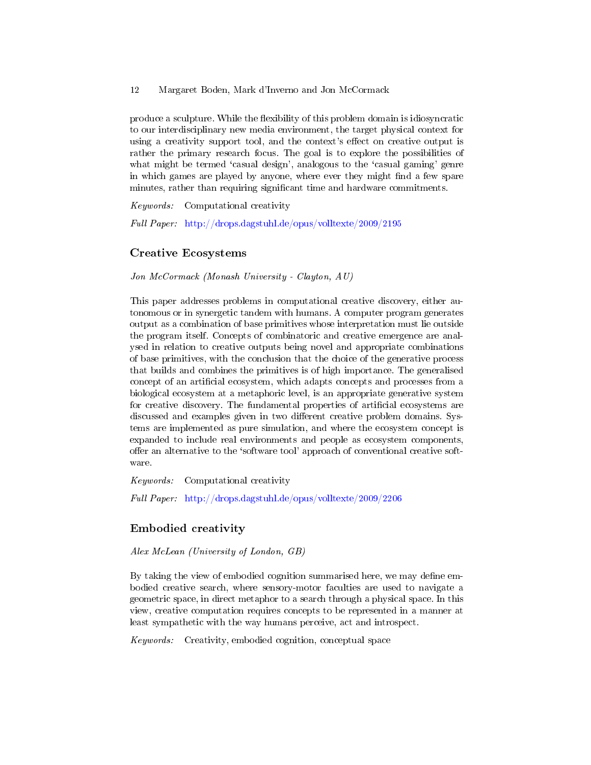produce a sculpture. While the flexibility of this problem domain is idiosyncratic to our interdisciplinary new media environment, the target physical context for using a creativity support tool, and the context's effect on creative output is rather the primary research focus. The goal is to explore the possibilities of what might be termed 'casual design', analogous to the 'casual gaming' genre in which games are played by anyone, where ever they might find a few spare minutes, rather than requiring significant time and hardware commitments.

*Keywords:* Computational creativity

*Full Paper:* http://drops.dagstuhl.de/opus/volltexte/2009/2195

## Creative Ecosystems

*Jon McCormack (Monash University - Clayton, AU)*

This paper addresses problems in computational creative discovery, either autonomous or in synergetic tandem with humans. A computer program generates output as a combination of base primitives whose interpretation must lie outside the program itself. Concepts of combinatoric and creative emergence are analysed in relation to creative outputs being novel and appropriate combinations of base primitives, with the conclusion that the choice of the generative process that builds and combines the primitives is of high importance. The generalised concept of an artificial ecosystem, which adapts concepts and processes from a biological ecosystem at a metaphoric level, is an appropriate generative system for creative discovery. The fundamental properties of artificial ecosystems are discussed and examples given in two different creative problem domains. Systems are implemented as pure simulation, and where the ecosystem concept is expanded to include real environments and people as ecosystem components, offer an alternative to the 'software tool' approach of conventional creative software.

*Keywords:* Computational creativity

*Full Paper:* http://drops.dagstuhl.de/opus/volltexte/2009/2206

## Embodied creativity

*Alex McLean (University of London, GB)*

By taking the view of embodied cognition summarised here, we may define embodied creative search, where sensory-motor faculties are used to navigate a geometric space, in direct metaphor to a search through a physical space. In this view, creative computation requires concepts to be represented in a manner at least sympathetic with the way humans perceive, act and introspect.

*Keywords:* Creativity, embodied cognition, conceptual space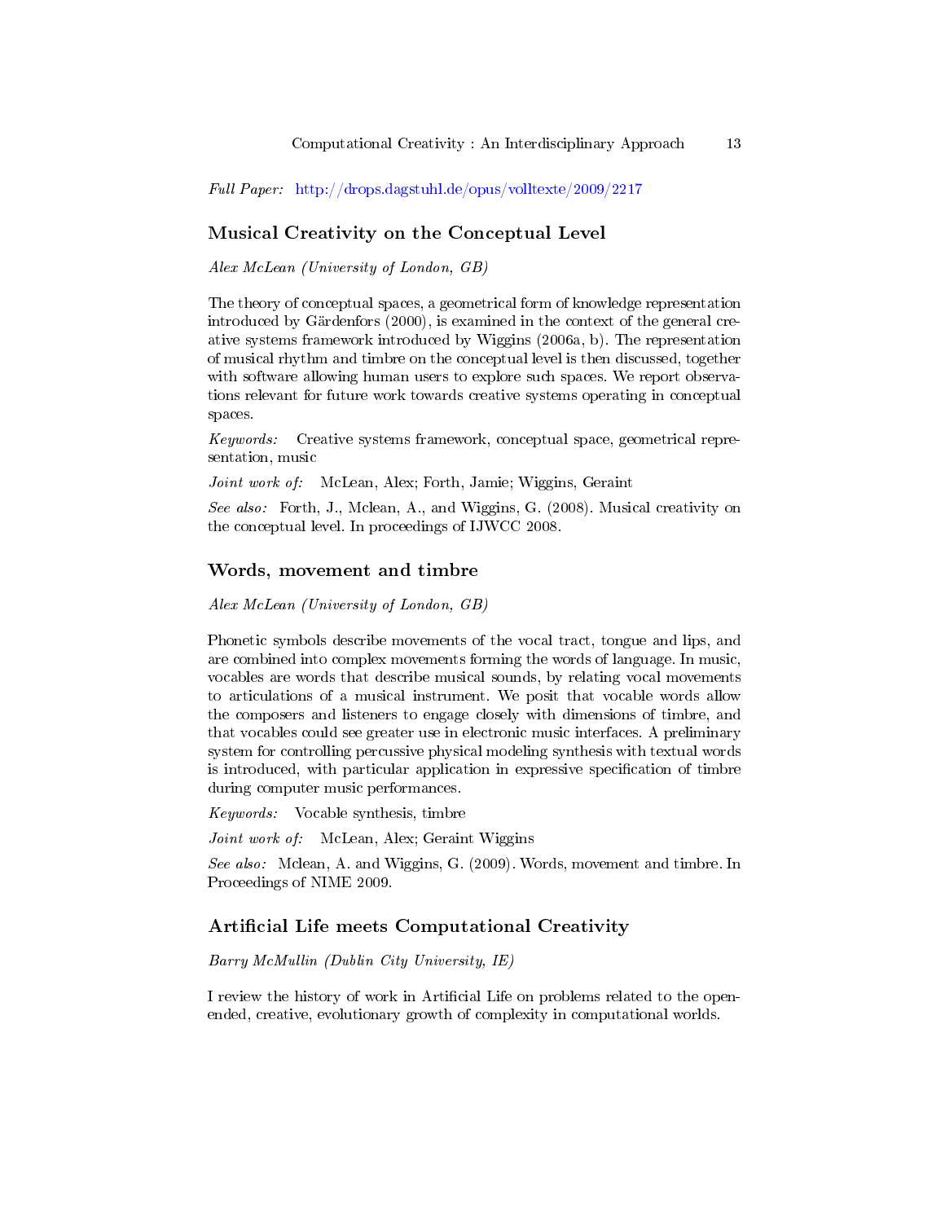*Full Paper:* http://drops.dagstuhl.de/opus/volltexte/2009/2217

## Musical Creativity on the Conceptual Level

*Alex McLean (University of London, GB)*

The theory of conceptual spaces, a geometrical form of knowledge representation introduced by Gärdenfors (2000), is examined in the context of the general creative systems framework introduced by Wiggins (2006a, b). The representation of musical rhythm and timbre on the conceptual level is then discussed, together with software allowing human users to explore such spaces. We report observations relevant for future work towards creative systems operating in conceptual spaces.

*Keywords:* Creative systems framework, conceptual space, geometrical representation, music

*Joint work of:* McLean, Alex; Forth, Jamie; Wiggins, Geraint

*See also:* Forth, J., Mclean, A., and Wiggins, G. (2008). Musical creativity on the conceptual level. In proceedings of IJWCC 2008.

## Words, movement and timbre

*Alex McLean (University of London, GB)*

Phonetic symbols describe movements of the vocal tract, tongue and lips, and are combined into complex movements forming the words of language. In music, vocables are words that describe musical sounds, by relating vocal movements to articulations of a musical instrument. We posit that vocable words allow the composers and listeners to engage closely with dimensions of timbre, and that vocables could see greater use in electronic music interfaces. A preliminary system for controlling percussive physical modeling synthesis with textual words is introduced, with particular application in expressive specification of timbre during computer music performances.

*Keywords:* Vocable synthesis, timbre

*Joint work of:* McLean, Alex; Geraint Wiggins

*See also:* Mclean, A. and Wiggins, G. (2009). Words, movement and timbre. In Proceedings of NIME 2009.

## Artificial Life meets Computational Creativity

*Barry McMullin (Dublin City University, IE)*

I review the history of work in Artificial Life on problems related to the open-ended, creative, evolutionary growth of complexity in computational worlds.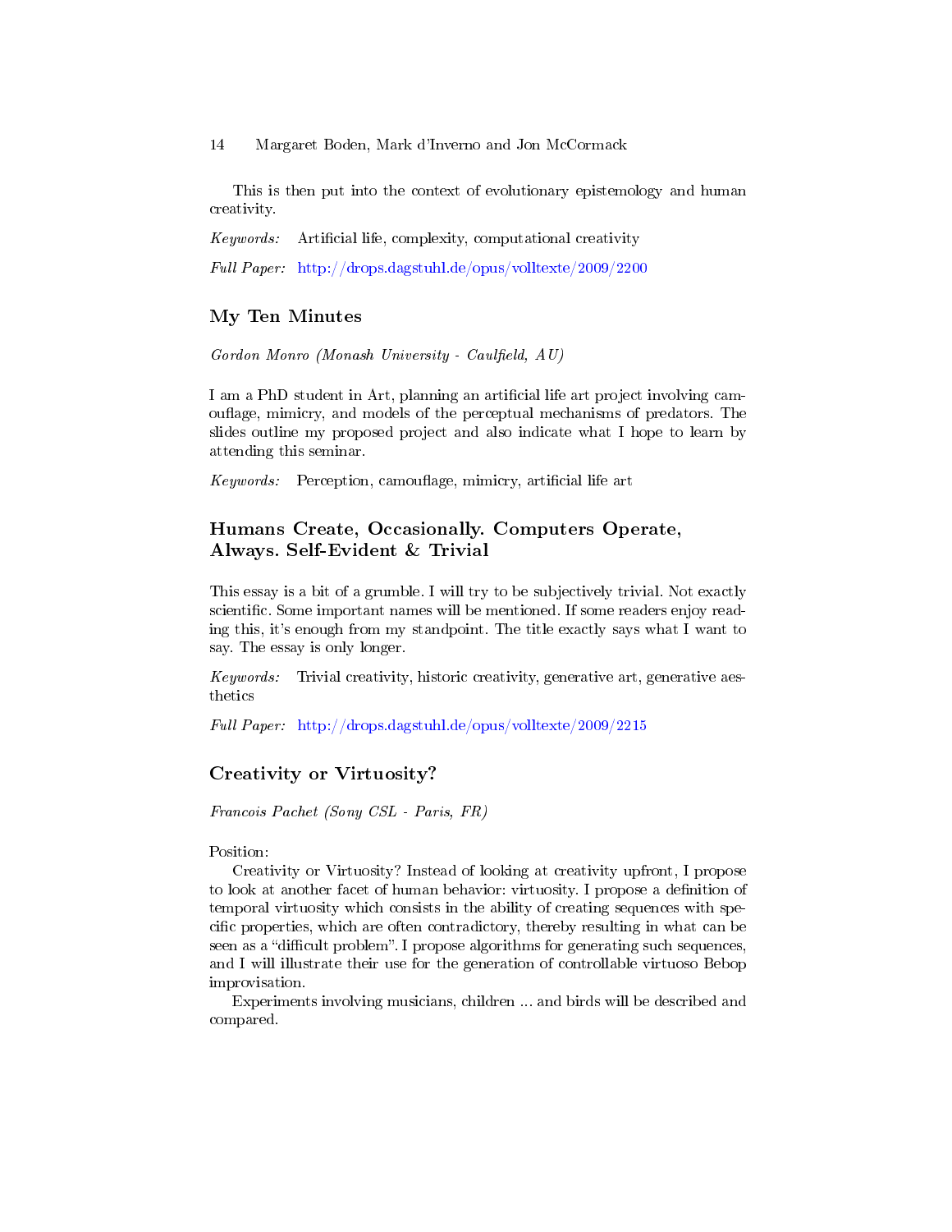This is then put into the context of evolutionary epistemology and human creativity.

*Keywords:* Artificial life, complexity, computational creativity

*Full Paper:* http://drops.dagstuhl.de/opus/volltexte/2009/2200

### My Ten Minutes

*Gordon Monro (Monash University - Caulfield, AU)*

I am a PhD student in Art, planning an artificial life art project involving camouflage, mimicry, and models of the perceptual mechanisms of predators. The slides outline my proposed project and also indicate what I hope to learn by attending this seminar.

*Keywords:* Perception, camouflage, mimicry, artificial life art

### Humans Create, Occasionally. Computers Operate, Always. Self-Evident & Trivial

This essay is a bit of a grumble. I will try to be subjectively trivial. Not exactly scientific. Some important names will be mentioned. If some readers enjoy reading this, it's enough from my standpoint. The title exactly says what I want to say. The essay is only longer.

*Keywords:* Trivial creativity, historic creativity, generative art, generative aesthetics

*Full Paper:* http://drops.dagstuhl.de/opus/volltexte/2009/2215

### Creativity or Virtuosity?

*Francois Pachet (Sony CSL - Paris, FR)*

Position:

Creativity or Virtuosity? Instead of looking at creativity upfront, I propose to look at another facet of human behavior: virtuosity. I propose a definition of temporal virtuosity which consists in the ability of creating sequences with specific properties, which are often contradictory, thereby resulting in what can be seen as a "difficult problem". I propose algorithms for generating such sequences, and I will illustrate their use for the generation of controllable virtuoso Bebop improvisation.

Experiments involving musicians, children ... and birds will be described and compared.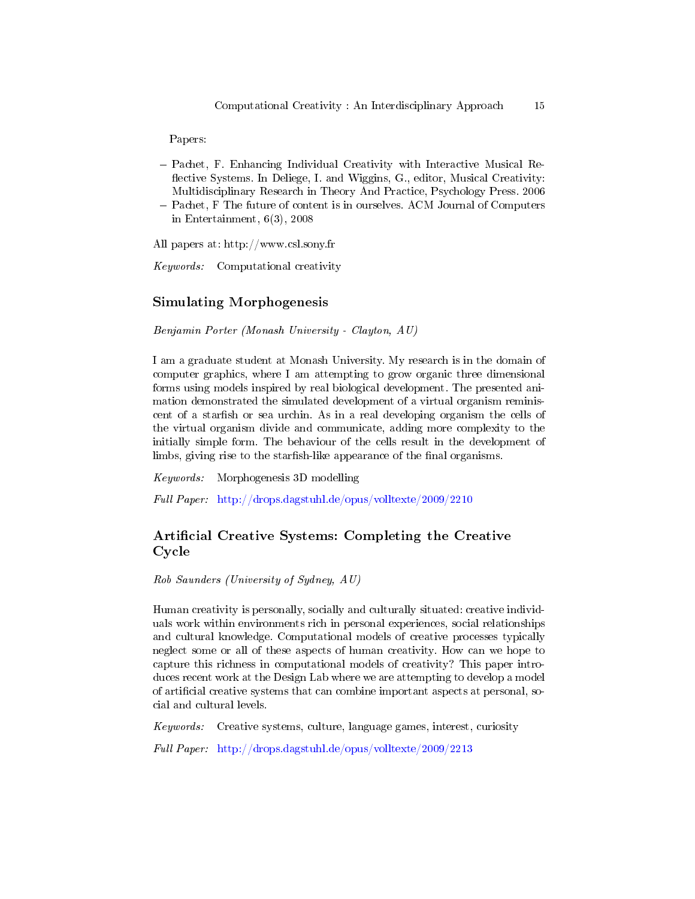Papers:

- Pachet, F. Enhancing Individual Creativity with Interactive Musical Reflective Systems. In Deliege, I. and Wiggins, G., editor, Musical Creativity: Multidisciplinary Research in Theory And Practice, Psychology Press. 2006
- Pachet, F The future of content is in ourselves. ACM Journal of Computers in Entertainment, 6(3), 2008

All papers at: http://www.csl.sony.fr

*Keywords:* Computational creativity

## Simulating Morphogenesis

*Benjamin Porter (Monash University - Clayton, AU)*

I am a graduate student at Monash University. My research is in the domain of computer graphics, where I am attempting to grow organic three dimensional forms using models inspired by real biological development. The presented animation demonstrated the simulated development of a virtual organism reminiscent of a starfish or sea urchin. As in a real developing organism the cells of the virtual organism divide and communicate, adding more complexity to the initially simple form. The behaviour of the cells result in the development of limbs, giving rise to the starfish-like appearance of the final organisms.

*Keywords:* Morphogenesis 3D modelling

*Full Paper:* http://drops.dagstuhl.de/opus/volltexte/2009/2210

## Artificial Creative Systems: Completing the Creative Cycle

*Rob Saunders (University of Sydney, AU)*

Human creativity is personally, socially and culturally situated: creative individuals work within environments rich in personal experiences, social relationships and cultural knowledge. Computational models of creative processes typically neglect some or all of these aspects of human creativity. How can we hope to capture this richness in computational models of creativity? This paper introduces recent work at the Design Lab where we are attempting to develop a model of artificial creative systems that can combine important aspects at personal, social and cultural levels.

*Keywords:* Creative systems, culture, language games, interest, curiosity

*Full Paper:* http://drops.dagstuhl.de/opus/volltexte/2009/2213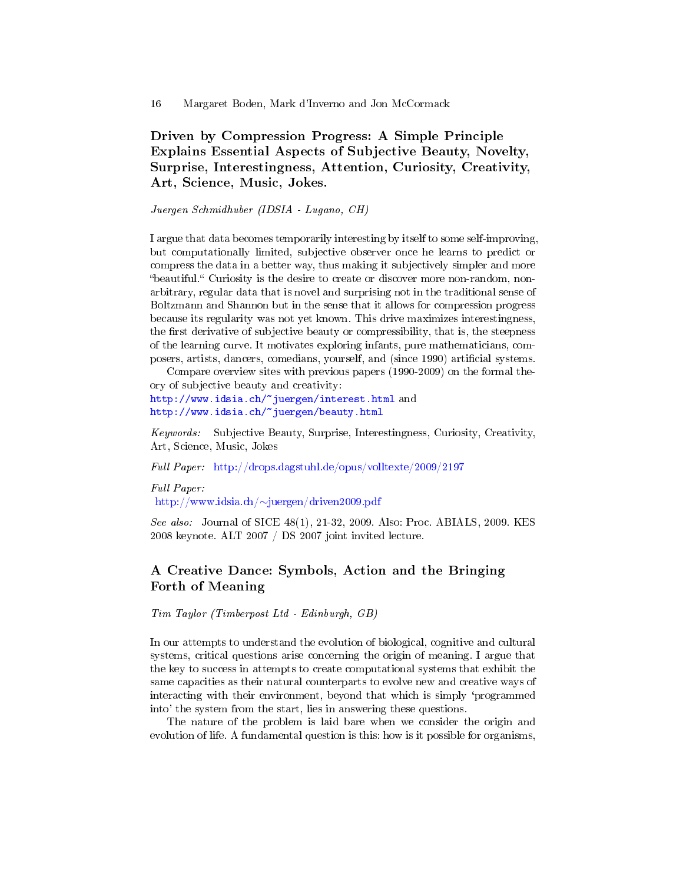## Driven by Compression Progress: A Simple Principle Explains Essential Aspects of Subjective Beauty, Novelty, Surprise, Interestingness, Attention, Curiosity, Creativity, Art, Science, Music, Jokes.

*Juergen Schmidhuber (IDSIA - Lugano, CH)*

I argue that data becomes temporarily interesting by itself to some self-improving, but computationally limited, subjective observer once he learns to predict or compress the data in a better way, thus making it subjectively simpler and more "beautiful." Curiosity is the desire to create or discover more non-random, non-arbitrary, regular data that is novel and surprising not in the traditional sense of Boltzmann and Shannon but in the sense that it allows for compression progress because its regularity was not yet known. This drive maximizes interestingness, the first derivative of subjective beauty or compressibility, that is, the steepness of the learning curve. It motivates exploring infants, pure mathematicians, composers, artists, dancers, comedians, yourself, and (since 1990) artificial systems.

Compare overview sites with previous papers (1990-2009) on the formal theory of subjective beauty and creativity:
http://www.idsia.ch/~juergen/interest.html and
http://www.idsia.ch/~juergen/beauty.html

*Keywords:* Subjective Beauty, Surprise, Interestingness, Curiosity, Creativity, Art, Science, Music, Jokes

*Full Paper:* http://drops.dagstuhl.de/opus/volltexte/2009/2197

*Full Paper:*
http://www.idsia.ch/~juergen/driven2009.pdf

*See also:* Journal of SICE 48(1), 21-32, 2009. Also: Proc. ABIALS, 2009. KES 2008 keynote. ALT 2007 / DS 2007 joint invited lecture.

## A Creative Dance: Symbols, Action and the Bringing Forth of Meaning

*Tim Taylor (Timberpost Ltd - Edinburgh, GB)*

In our attempts to understand the evolution of biological, cognitive and cultural systems, critical questions arise concerning the origin of meaning. I argue that the key to success in attempts to create computational systems that exhibit the same capacities as their natural counterparts to evolve new and creative ways of interacting with their environment, beyond that which is simply 'programmed into' the system from the start, lies in answering these questions.

The nature of the problem is laid bare when we consider the origin and evolution of life. A fundamental question is this: how is it possible for organisms,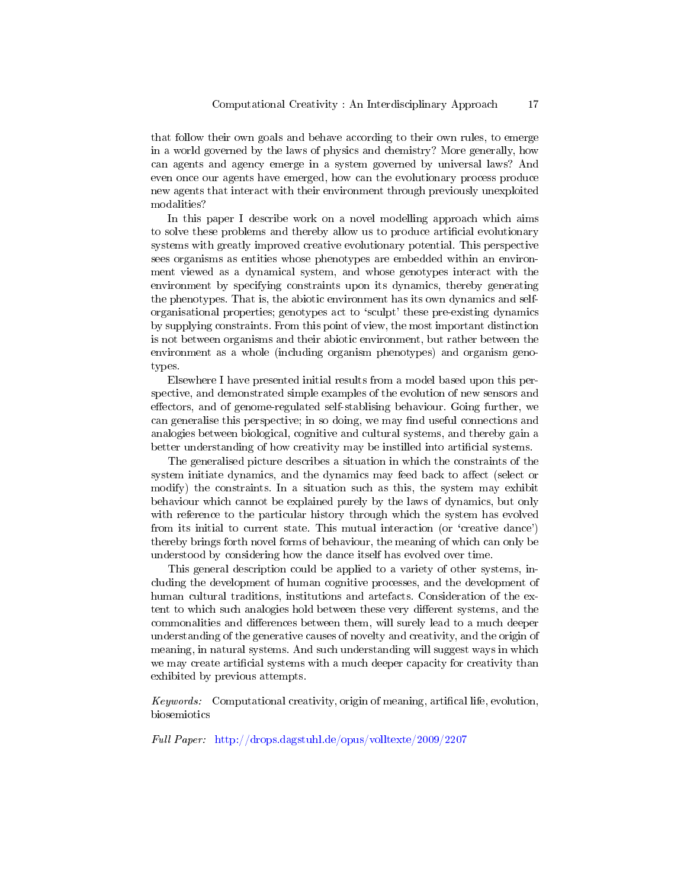that follow their own goals and behave according to their own rules, to emerge in a world governed by the laws of physics and chemistry? More generally, how can agents and agency emerge in a system governed by universal laws? And even once our agents have emerged, how can the evolutionary process produce new agents that interact with their environment through previously unexploited modalities?

In this paper I describe work on a novel modelling approach which aims to solve these problems and thereby allow us to produce artificial evolutionary systems with greatly improved creative evolutionary potential. This perspective sees organisms as entities whose phenotypes are embedded within an environment viewed as a dynamical system, and whose genotypes interact with the environment by specifying constraints upon its dynamics, thereby generating the phenotypes. That is, the abiotic environment has its own dynamics and self-organisational properties; genotypes act to 'sculpt' these pre-existing dynamics by supplying constraints. From this point of view, the most important distinction is not between organisms and their abiotic environment, but rather between the environment as a whole (including organism phenotypes) and organism genotypes.

Elsewhere I have presented initial results from a model based upon this perspective, and demonstrated simple examples of the evolution of new sensors and effectors, and of genome-regulated self-stablising behaviour. Going further, we can generalise this perspective; in so doing, we may find useful connections and analogies between biological, cognitive and cultural systems, and thereby gain a better understanding of how creativity may be instilled into artificial systems.

The generalised picture describes a situation in which the constraints of the system initiate dynamics, and the dynamics may feed back to affect (select or modify) the constraints. In a situation such as this, the system may exhibit behaviour which cannot be explained purely by the laws of dynamics, but only with reference to the particular history through which the system has evolved from its initial to current state. This mutual interaction (or 'creative dance') thereby brings forth novel forms of behaviour, the meaning of which can only be understood by considering how the dance itself has evolved over time.

This general description could be applied to a variety of other systems, including the development of human cognitive processes, and the development of human cultural traditions, institutions and artefacts. Consideration of the extent to which such analogies hold between these very different systems, and the commonalities and differences between them, will surely lead to a much deeper understanding of the generative causes of novelty and creativity, and the origin of meaning, in natural systems. And such understanding will suggest ways in which we may create artificial systems with a much deeper capacity for creativity than exhibited by previous attempts.

*Keywords:* Computational creativity, origin of meaning, artifical life, evolution, biosemiotics

*Full Paper:* http://drops.dagstuhl.de/opus/volltexte/2009/2207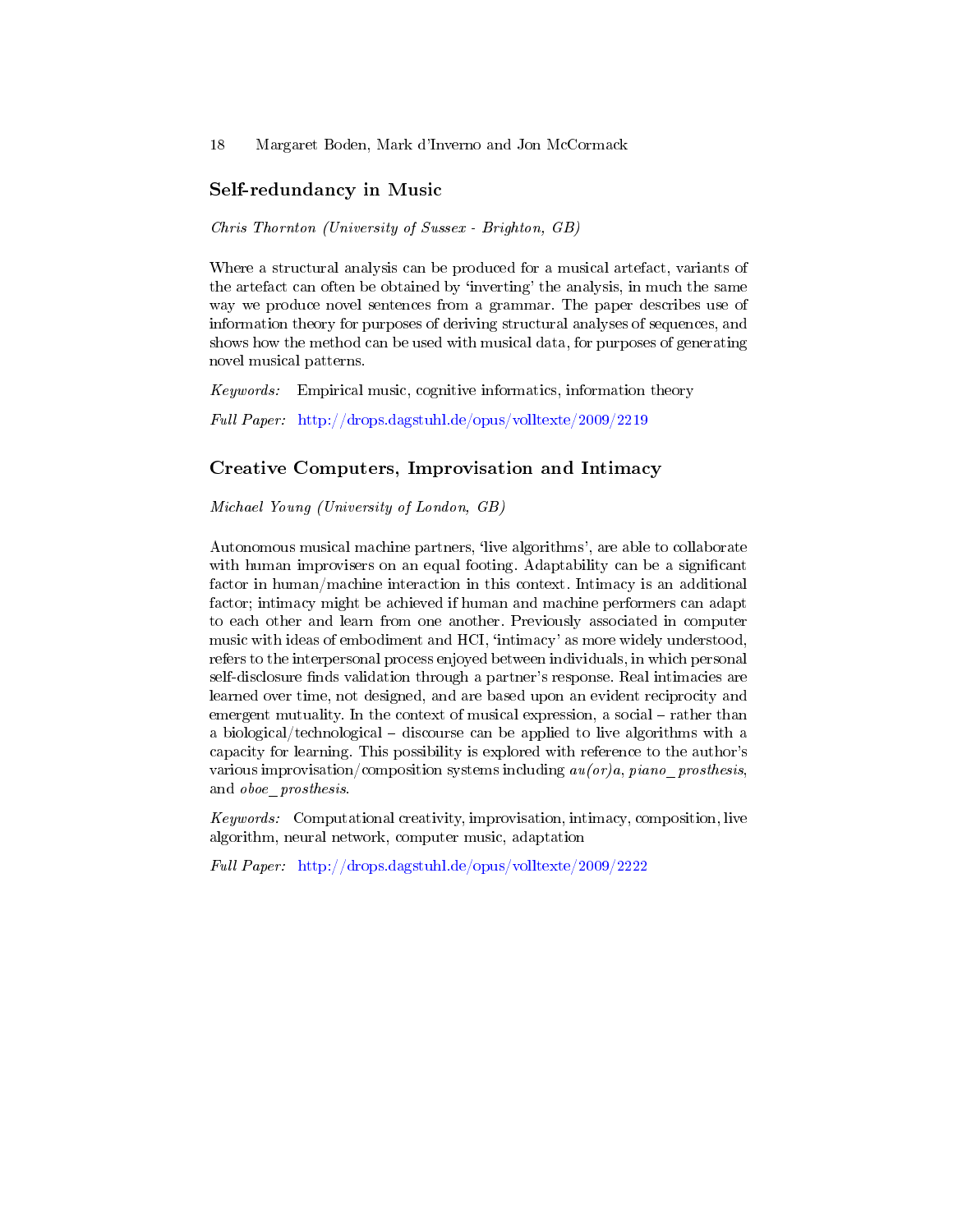## Self-redundancy in Music

*Chris Thornton (University of Sussex - Brighton, GB)*

Where a structural analysis can be produced for a musical artefact, variants of the artefact can often be obtained by 'inverting' the analysis, in much the same way we produce novel sentences from a grammar. The paper describes use of information theory for purposes of deriving structural analyses of sequences, and shows how the method can be used with musical data, for purposes of generating novel musical patterns.

*Keywords:* Empirical music, cognitive informatics, information theory

*Full Paper:* http://drops.dagstuhl.de/opus/volltexte/2009/2219

## Creative Computers, Improvisation and Intimacy

*Michael Young (University of London, GB)*

Autonomous musical machine partners, 'live algorithms', are able to collaborate with human improvisers on an equal footing. Adaptability can be a significant factor in human/machine interaction in this context. Intimacy is an additional factor; intimacy might be achieved if human and machine performers can adapt to each other and learn from one another. Previously associated in computer music with ideas of embodiment and HCI, 'intimacy' as more widely understood, refers to the interpersonal process enjoyed between individuals, in which personal self-disclosure finds validation through a partner's response. Real intimacies are learned over time, not designed, and are based upon an evident reciprocity and emergent mutuality. In the context of musical expression, a social – rather than a biological/technological – discourse can be applied to live algorithms with a capacity for learning. This possibility is explored with reference to the author's various improvisation/composition systems including *au(or)a*, *piano_prosthesis*, and *oboe_prosthesis*.

*Keywords:* Computational creativity, improvisation, intimacy, composition, live algorithm, neural network, computer music, adaptation

*Full Paper:* http://drops.dagstuhl.de/opus/volltexte/2009/2222